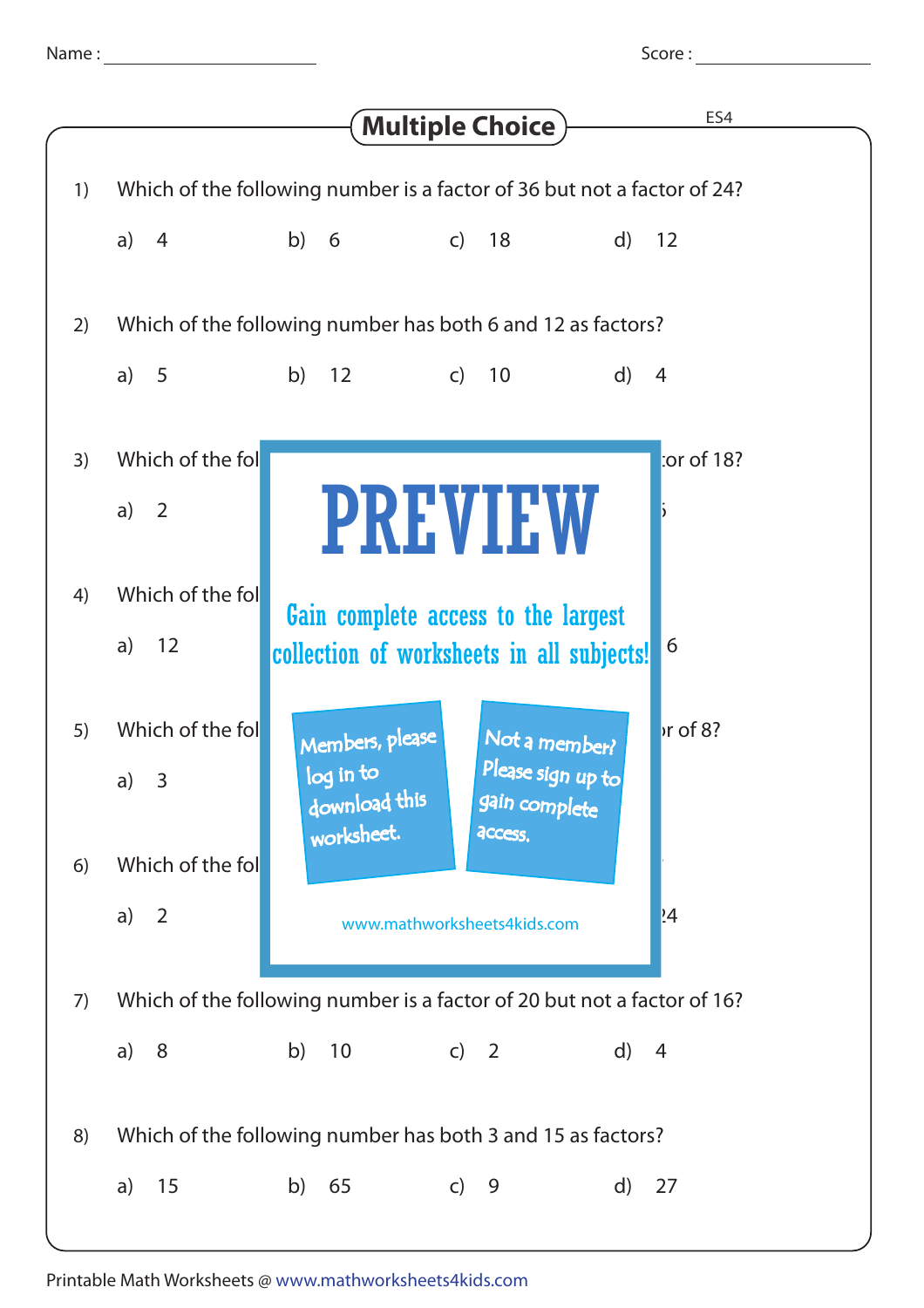Name : ____________________ Score : ____________________

# Multiple Choice

ES4

1) Which of the following number is a factor of 36 but not a factor of 24?

a) 4 b) 6 c) 18 d) 12

2) Which of the following number has both 6 and 12 as factors?

a) 5 b) 12 c) 10 d) 4

3) Which of the fol tor of 18?

a) 2 5

4) Which of the fol

a) 12 6

5) Which of the fol r of 8?

a) 3

6) Which of the fol

a) 2 24

PREVIEW

Gain complete access to the largest collection of worksheets in all subjects!

Members, please log in to download this worksheet.

Not a member? Please sign up to gain complete access.

www.mathworksheets4kids.com

7) Which of the following number is a factor of 20 but not a factor of 16?

a) 8 b) 10 c) 2 d) 4

8) Which of the following number has both 3 and 15 as factors?

a) 15 b) 65 c) 9 d) 27

Printable Math Worksheets @ www.mathworksheets4kids.com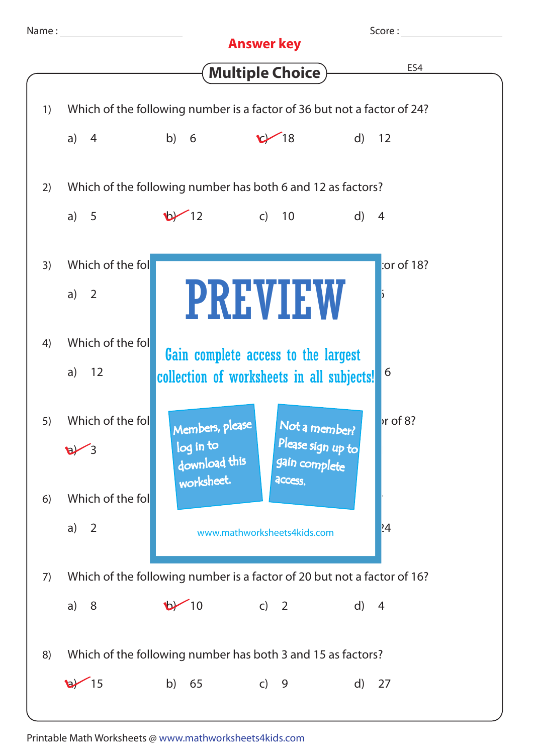Name : ____________________ Score : ____________________

**Answer key**

## Multiple Choice

ES4

1) Which of the following number is a factor of 36 but not a factor of 24?

a) 4 b) 6 c) 18 ✓ d) 12

2) Which of the following number has both 6 and 12 as factors?

a) 5 b) 12 ✓ c) 10 d) 4

3) Which of the fol ... tor of 18?

a) 2 ... 6

4) Which of the fol

a) 12 ... 6

5) Which of the fol ... r of 8?

a) 3 ✓

6) Which of the fol

a) 2 ... 24

PREVIEW

Gain complete access to the largest collection of worksheets in all subjects!

Members, please log in to download this worksheet.

Not a member? Please sign up to gain complete access.

www.mathworksheets4kids.com

7) Which of the following number is a factor of 20 but not a factor of 16?

a) 8 b) 10 ✓ c) 2 d) 4

8) Which of the following number has both 3 and 15 as factors?

a) 15 ✓ b) 65 c) 9 d) 27

Printable Math Worksheets @ www.mathworksheets4kids.com